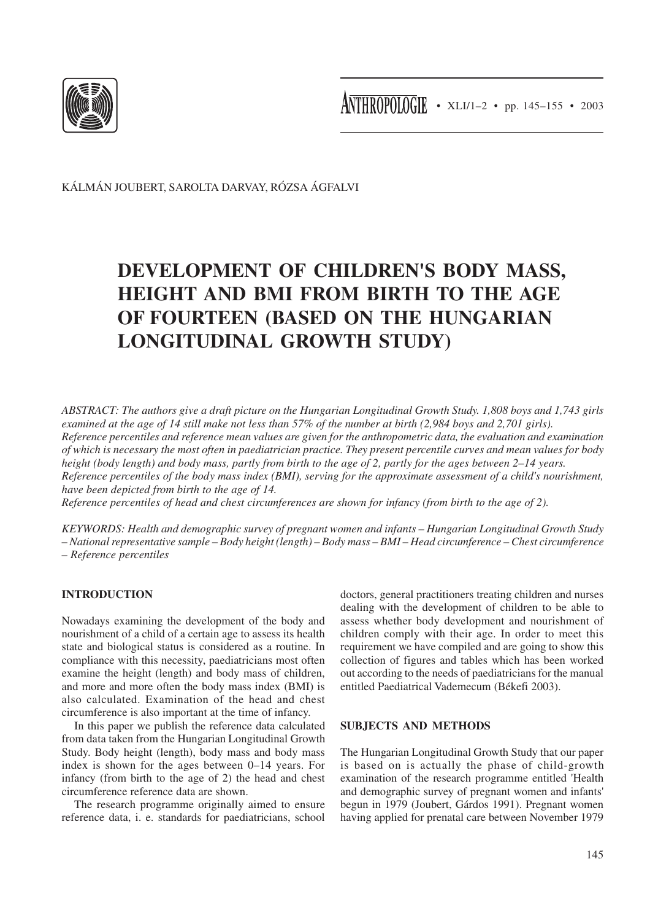KÁLMÁN JOUBERT, SAROLTA DARVAY, RÓZSA ÁGFALVI

# DEVELOPMENT OF CHILDREN'S BODY MASS, HEIGHT AND BMI FROM BIRTH TO THE AGE OF FOURTEEN (BASED ON THE HUNGARIAN LONGITUDINAL GROWTH STUDY)

*ABSTRACT: The authors give a draft picture on the Hungarian Longitudinal Growth Study. 1,808 boys and 1,743 girls examined at the age of 14 still make not less than 57% of the number at birth (2,984 boys and 2,701 girls).*
*Reference percentiles and reference mean values are given for the anthropometric data, the evaluation and examination of which is necessary the most often in paediatrician practice. They present percentile curves and mean values for body height (body length) and body mass, partly from birth to the age of 2, partly for the ages between 2–14 years.*
*Reference percentiles of the body mass index (BMI), serving for the approximate assessment of a child's nourishment, have been depicted from birth to the age of 14.*
*Reference percentiles of head and chest circumferences are shown for infancy (from birth to the age of 2).*

*KEYWORDS: Health and demographic survey of pregnant women and infants – Hungarian Longitudinal Growth Study – National representative sample – Body height (length) – Body mass – BMI – Head circumference – Chest circumference – Reference percentiles*

## INTRODUCTION

Nowadays examining the development of the body and nourishment of a child of a certain age to assess its health state and biological status is considered as a routine. In compliance with this necessity, paediatricians most often examine the height (length) and body mass of children, and more and more often the body mass index (BMI) is also calculated. Examination of the head and chest circumference is also important at the time of infancy.

In this paper we publish the reference data calculated from data taken from the Hungarian Longitudinal Growth Study. Body height (length), body mass and body mass index is shown for the ages between 0–14 years. For infancy (from birth to the age of 2) the head and chest circumference reference data are shown.

The research programme originally aimed to ensure reference data, i. e. standards for paediatricians, school doctors, general practitioners treating children and nurses dealing with the development of children to be able to assess whether body development and nourishment of children comply with their age. In order to meet this requirement we have compiled and are going to show this collection of figures and tables which has been worked out according to the needs of paediatricians for the manual entitled Paediatrical Vademecum (Békefi 2003).

## SUBJECTS AND METHODS

The Hungarian Longitudinal Growth Study that our paper is based on is actually the phase of child-growth examination of the research programme entitled 'Health and demographic survey of pregnant women and infants' begun in 1979 (Joubert, Gárdos 1991). Pregnant women having applied for prenatal care between November 1979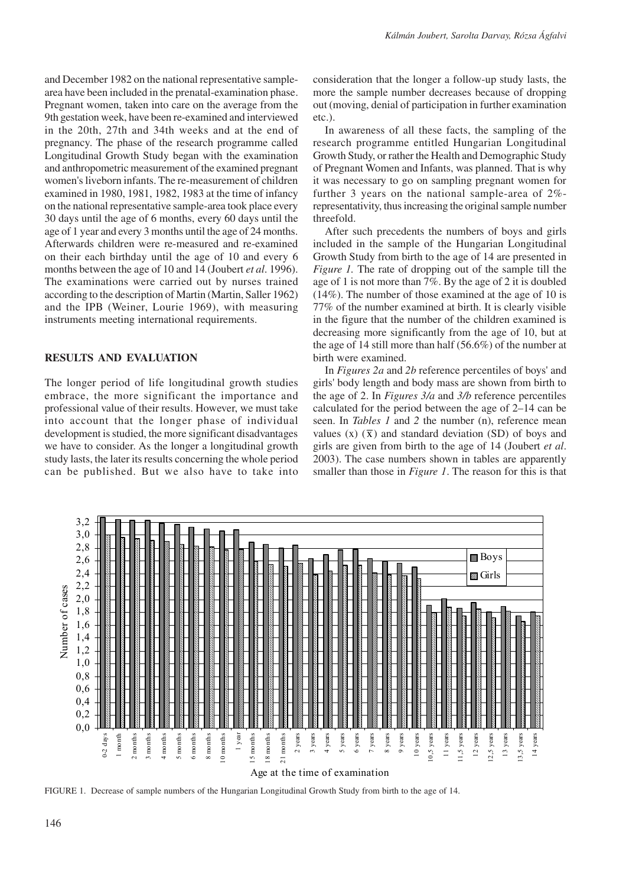and December 1982 on the national representative sample-area have been included in the prenatal-examination phase. Pregnant women, taken into care on the average from the 9th gestation week, have been re-examined and interviewed in the 20th, 27th and 34th weeks and at the end of pregnancy. The phase of the research programme called Longitudinal Growth Study began with the examination and anthropometric measurement of the examined pregnant women's liveborn infants. The re-measurement of children examined in 1980, 1981, 1982, 1983 at the time of infancy on the national representative sample-area took place every 30 days until the age of 6 months, every 60 days until the age of 1 year and every 3 months until the age of 24 months. Afterwards children were re-measured and re-examined on their each birthday until the age of 10 and every 6 months between the age of 10 and 14 (Joubert *et al*. 1996). The examinations were carried out by nurses trained according to the description of Martin (Martin, Saller 1962) and the IPB (Weiner, Lourie 1969), with measuring instruments meeting international requirements.

## RESULTS AND EVALUATION

The longer period of life longitudinal growth studies embrace, the more significant the importance and professional value of their results. However, we must take into account that the longer phase of individual development is studied, the more significant disadvantages we have to consider. As the longer a longitudinal growth study lasts, the later its results concerning the whole period can be published. But we also have to take into consideration that the longer a follow-up study lasts, the more the sample number decreases because of dropping out (moving, denial of participation in further examination etc.).

In awareness of all these facts, the sampling of the research programme entitled Hungarian Longitudinal Growth Study, or rather the Health and Demographic Study of Pregnant Women and Infants, was planned. That is why it was necessary to go on sampling pregnant women for further 3 years on the national sample-area of 2%-representativity, thus increasing the original sample number threefold.

After such precedents the numbers of boys and girls included in the sample of the Hungarian Longitudinal Growth Study from birth to the age of 14 are presented in *Figure 1.* The rate of dropping out of the sample till the age of 1 is not more than 7%. By the age of 2 it is doubled (14%). The number of those examined at the age of 10 is 77% of the number examined at birth. It is clearly visible in the figure that the number of the children examined is decreasing more significantly from the age of 10, but at the age of 14 still more than half (56.6%) of the number at birth were examined.

In *Figures 2a* and *2b* reference percentiles of boys' and girls' body length and body mass are shown from birth to the age of 2. In *Figures 3/a* and *3/b* reference percentiles calculated for the period between the age of 2–14 can be seen. In *Tables 1* and *2* the number (n), reference mean values (x) ($\overline{x}$) and standard deviation (SD) of boys and girls are given from birth to the age of 14 (Joubert *et al*. 2003). The case numbers shown in tables are apparently smaller than those in *Figure 1*. The reason for this is that

FIGURE 1. Decrease of sample numbers of the Hungarian Longitudinal Growth Study from birth to the age of 14.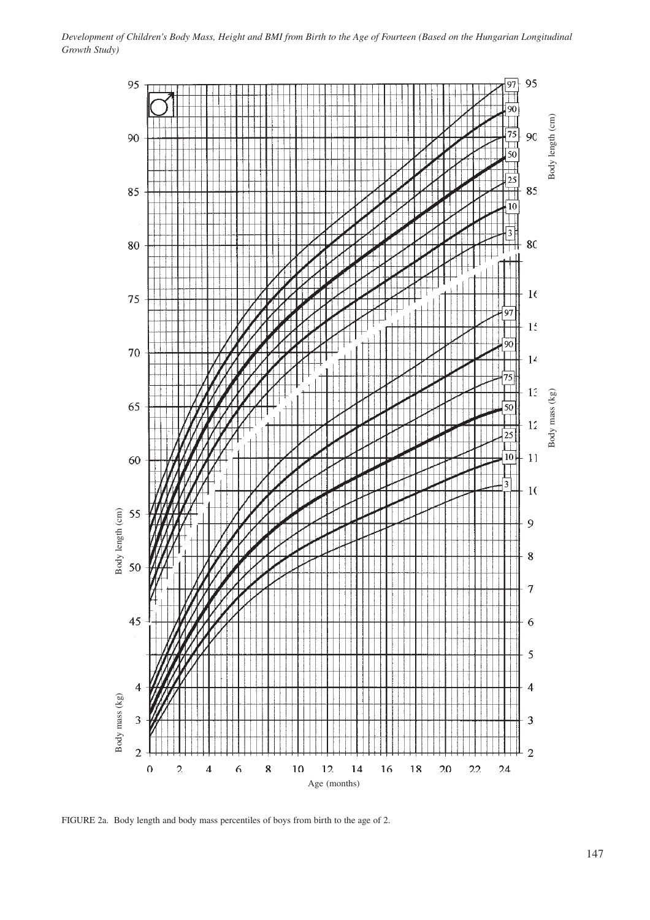FIGURE 2a. Body length and body mass percentiles of boys from birth to the age of 2.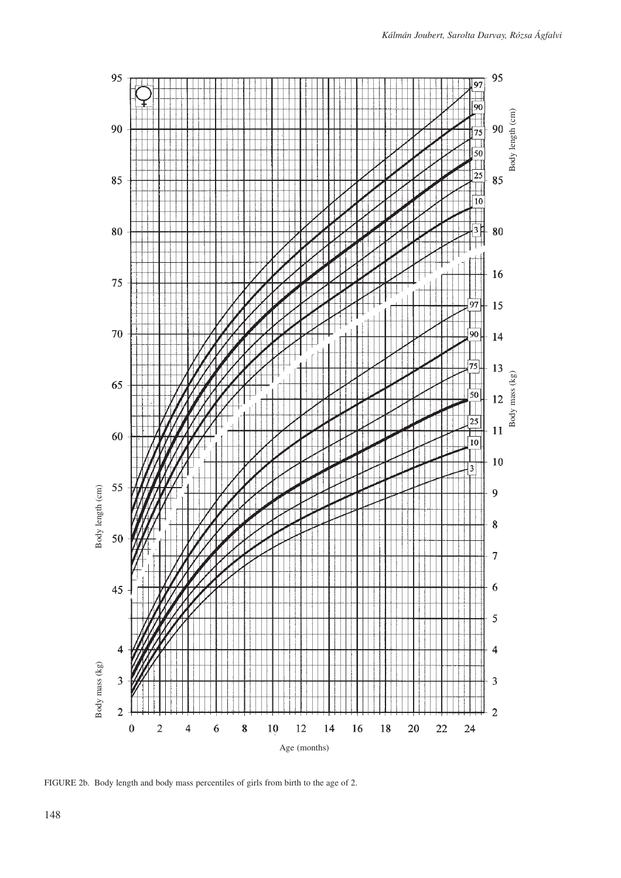FIGURE 2b. Body length and body mass percentiles of girls from birth to the age of 2.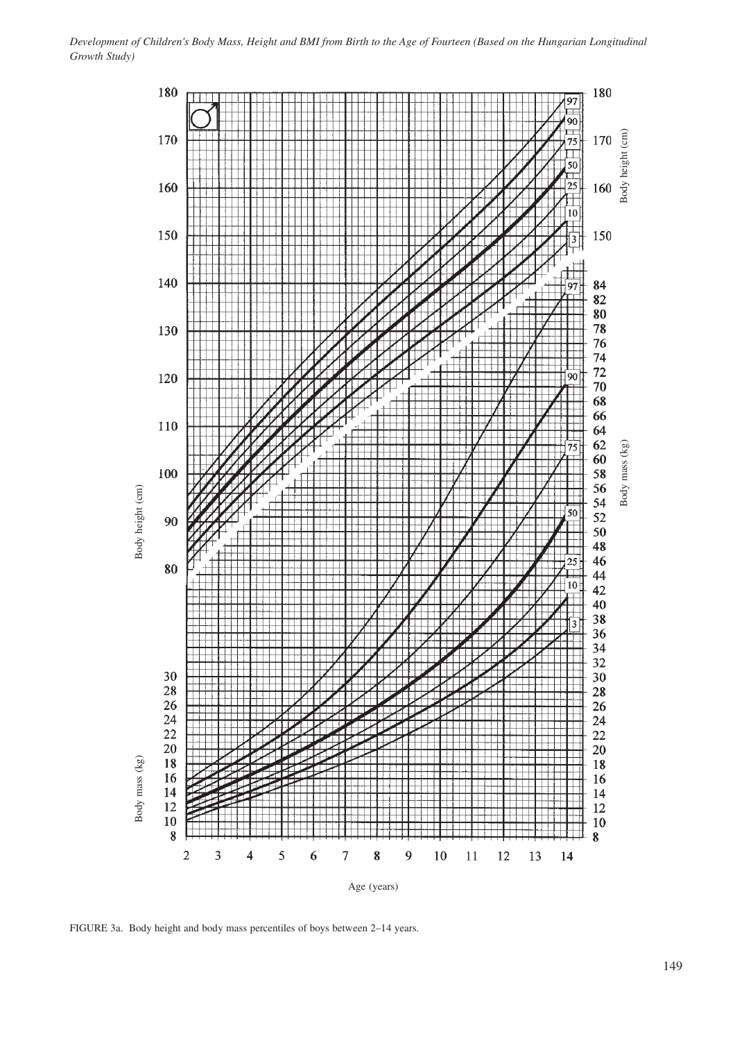FIGURE 3a. Body height and body mass percentiles of boys between 2–14 years.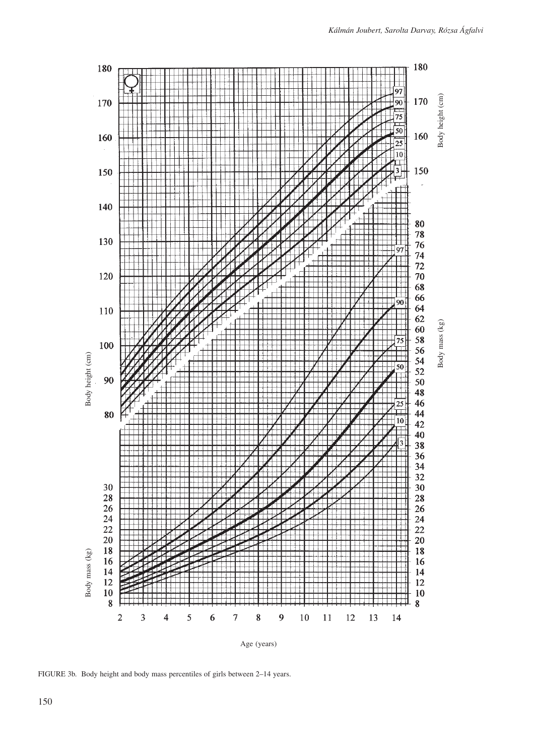FIGURE 3b. Body height and body mass percentiles of girls between 2–14 years.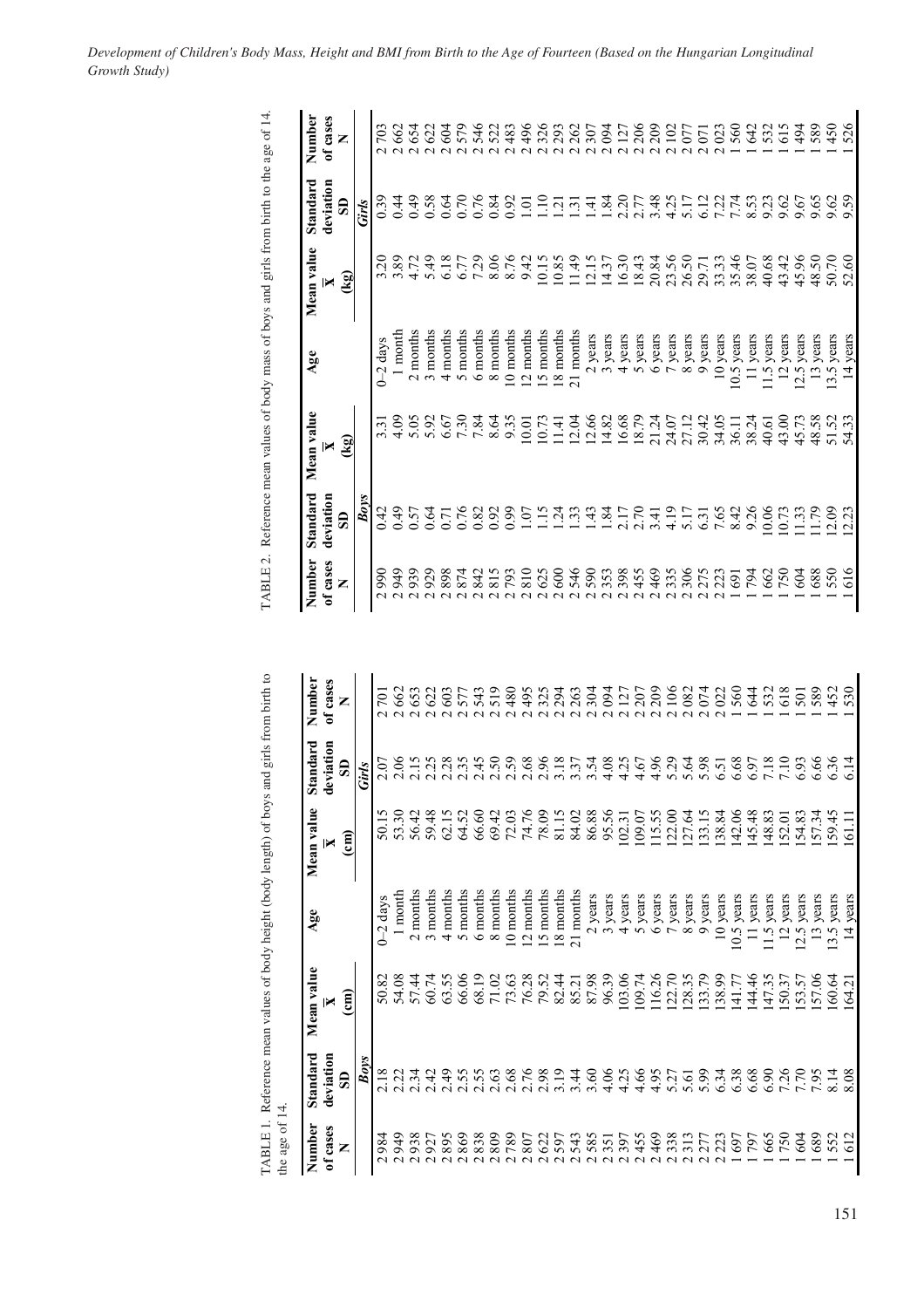TABLE 1. Reference mean values of body height (body length) of boys and girls from birth to the age of 14.

| Number of cases N | Standard deviation SD | Mean value $\overline{x}$ (cm) | Age | Mean value $\overline{x}$ (cm) | Standard deviation SD | Number of cases N |
|---|---|---|---|---|---|---|
| | *Boys* | | | | *Girls* | |
| 2 984 | 2.18 | 50.82 | 0–2 days | 50.15 | 2.07 | 2 701 |
| 2 949 | 2.22 | 54.08 | 1 month | 53.30 | 2.06 | 2 662 |
| 2 938 | 2.34 | 57.44 | 2 months | 56.42 | 2.15 | 2 653 |
| 2 927 | 2.42 | 60.74 | 3 months | 59.48 | 2.25 | 2 622 |
| 2 895 | 2.49 | 63.55 | 4 months | 62.15 | 2.28 | 2 603 |
| 2 869 | 2.55 | 66.06 | 5 months | 64.52 | 2.35 | 2 577 |
| 2 838 | 2.55 | 68.19 | 6 months | 66.60 | 2.45 | 2 543 |
| 2 809 | 2.63 | 71.02 | 8 months | 69.42 | 2.50 | 2 519 |
| 2 789 | 2.68 | 73.63 | 10 months | 72.03 | 2.59 | 2 480 |
| 2 807 | 2.76 | 76.28 | 12 months | 74.76 | 2.68 | 2 495 |
| 2 622 | 2.98 | 79.52 | 15 months | 78.09 | 2.96 | 2 325 |
| 2 597 | 3.19 | 82.44 | 18 months | 81.15 | 3.18 | 2 294 |
| 2 543 | 3.44 | 85.21 | 21 months | 84.02 | 3.37 | 2 263 |
| 2 585 | 3.60 | 87.98 | 2 years | 86.88 | 3.54 | 2 304 |
| 2 351 | 4.06 | 96.39 | 3 years | 95.56 | 4.08 | 2 094 |
| 2 397 | 4.25 | 103.06 | 4 years | 102.31 | 4.25 | 2 127 |
| 2 455 | 4.66 | 109.74 | 5 years | 109.07 | 4.67 | 2 207 |
| 2 469 | 4.95 | 116.26 | 6 years | 115.55 | 4.96 | 2 209 |
| 2 338 | 5.27 | 122.70 | 7 years | 122.00 | 5.29 | 2 106 |
| 2 313 | 5.61 | 128.35 | 8 years | 127.64 | 5.64 | 2 082 |
| 2 277 | 5.99 | 133.79 | 9 years | 133.15 | 5.98 | 2 074 |
| 2 223 | 6.34 | 138.99 | 10 years | 138.84 | 6.51 | 2 022 |
| 1 697 | 6.38 | 141.77 | 10.5 years | 142.06 | 6.68 | 1 560 |
| 1 797 | 6.68 | 144.46 | 11 years | 145.48 | 6.97 | 1 644 |
| 1 665 | 6.90 | 147.35 | 11.5 years | 148.83 | 7.18 | 1 532 |
| 1 750 | 7.26 | 150.37 | 12 years | 152.01 | 7.10 | 1 618 |
| 1 604 | 7.70 | 153.57 | 12.5 years | 154.83 | 6.93 | 1 501 |
| 1 689 | 7.95 | 157.06 | 13 years | 157.34 | 6.66 | 1 589 |
| 1 552 | 8.14 | 160.64 | 13.5 years | 159.45 | 6.36 | 1 452 |
| 1 612 | 8.08 | 164.21 | 14 years | 161.11 | 6.14 | 1 530 |

TABLE 2. Reference mean values of body mass of boys and girls from birth to the age of 14.

| Number of cases N | Standard deviation SD | Mean value $\overline{x}$ (kg) | Age | Mean value $\overline{x}$ (kg) | Standard deviation SD | Number of cases N |
|---|---|---|---|---|---|---|
| | *Boys* | | | | *Girls* | |
| 2 990 | 0.42 | 3.31 | 0–2 days | 3.20 | 0.39 | 2 703 |
| 2 949 | 0.49 | 4.09 | 1 month | 3.89 | 0.44 | 2 662 |
| 2 939 | 0.57 | 5.05 | 2 months | 4.72 | 0.49 | 2 654 |
| 2 929 | 0.64 | 5.92 | 3 months | 5.49 | 0.58 | 2 622 |
| 2 898 | 0.71 | 6.67 | 4 months | 6.18 | 0.64 | 2 604 |
| 2 874 | 0.76 | 7.30 | 5 months | 6.77 | 0.70 | 2 579 |
| 2 842 | 0.82 | 7.84 | 6 months | 7.29 | 0.76 | 2 546 |
| 2 815 | 0.92 | 8.64 | 8 months | 8.06 | 0.84 | 2 522 |
| 2 793 | 0.99 | 9.35 | 10 months | 8.76 | 0.92 | 2 483 |
| 2 810 | 1.07 | 10.01 | 12 months | 9.42 | 1.01 | 2 496 |
| 2 625 | 1.15 | 10.73 | 15 months | 10.15 | 1.10 | 2 326 |
| 2 600 | 1.24 | 11.41 | 18 months | 10.85 | 1.21 | 2 293 |
| 2 546 | 1.33 | 12.04 | 21 months | 11.49 | 1.31 | 2 262 |
| 2 590 | 1.43 | 12.66 | 2 years | 12.15 | 1.41 | 2 307 |
| 2 353 | 1.84 | 14.82 | 3 years | 14.37 | 1.84 | 2 094 |
| 2 398 | 2.17 | 16.68 | 4 years | 16.30 | 2.20 | 2 127 |
| 2 455 | 2.70 | 18.79 | 5 years | 18.43 | 2.77 | 2 206 |
| 2 469 | 3.41 | 21.24 | 6 years | 20.84 | 3.48 | 2 209 |
| 2 335 | 4.19 | 24.07 | 7 years | 23.56 | 4.25 | 2 102 |
| 2 306 | 5.17 | 27.12 | 8 years | 26.50 | 5.17 | 2 077 |
| 2 275 | 6.31 | 30.42 | 9 years | 29.71 | 6.12 | 2 071 |
| 2 223 | 7.65 | 34.05 | 10 years | 33.33 | 7.22 | 2 023 |
| 1 691 | 8.42 | 36.11 | 10.5 years | 35.46 | 7.74 | 1 560 |
| 1 794 | 9.26 | 38.24 | 11 years | 38.07 | 8.53 | 1 642 |
| 1 662 | 10.06 | 40.61 | 11.5 years | 40.68 | 9.23 | 1 532 |
| 1 750 | 10.73 | 43.00 | 12 years | 43.42 | 9.62 | 1 615 |
| 1 604 | 11.33 | 45.73 | 12.5 years | 45.96 | 9.67 | 1 494 |
| 1 688 | 11.79 | 48.58 | 13 years | 48.50 | 9.65 | 1 589 |
| 1 550 | 12.09 | 51.52 | 13.5 years | 50.70 | 9.62 | 1 450 |
| 1 616 | 12.23 | 54.33 | 14 years | 52.60 | 9.59 | 1 526 |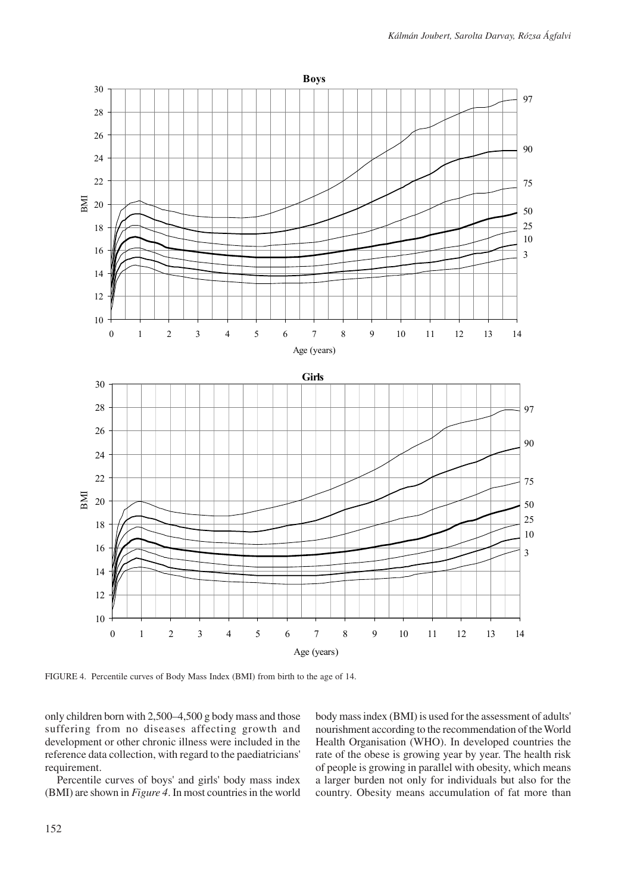FIGURE 4. Percentile curves of Body Mass Index (BMI) from birth to the age of 14.

only children born with 2,500–4,500 g body mass and those suffering from no diseases affecting growth and development or other chronic illness were included in the reference data collection, with regard to the paediatricians' requirement.

Percentile curves of boys' and girls' body mass index (BMI) are shown in *Figure 4*. In most countries in the world body mass index (BMI) is used for the assessment of adults' nourishment according to the recommendation of the World Health Organisation (WHO). In developed countries the rate of the obese is growing year by year. The health risk of people is growing in parallel with obesity, which means a larger burden not only for individuals but also for the country. Obesity means accumulation of fat more than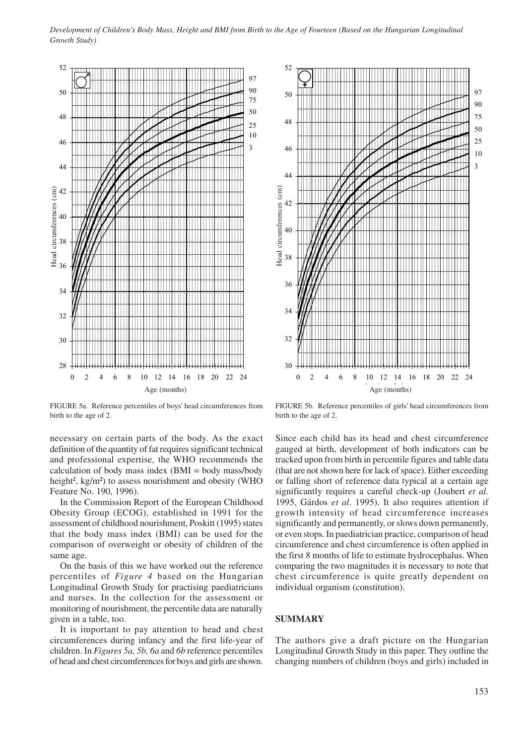FIGURE 5a. Reference percentiles of boys' head circumferences from birth to the age of 2.

FIGURE 5b. Reference percentiles of girls' head circumferences from birth to the age of 2.

necessary on certain parts of the body. As the exact definition of the quantity of fat requires significant technical and professional expertise, the WHO recommends the calculation of body mass index (BMI = body mass/body height², kg/m²) to assess nourishment and obesity (WHO Feature No. 190, 1996).

In the Commission Report of the European Childhood Obesity Group (ECOG), established in 1991 for the assessment of childhood nourishment, Poskitt (1995) states that the body mass index (BMI) can be used for the comparison of overweight or obesity of children of the same age.

On the basis of this we have worked out the reference percentiles of *Figure 4* based on the Hungarian Longitudinal Growth Study for practising paediatricians and nurses. In the collection for the assessment or monitoring of nourishment, the percentile data are naturally given in a table, too.

It is important to pay attention to head and chest circumferences during infancy and the first life-year of children. In *Figures 5a, 5b, 6a* and *6b* reference percentiles of head and chest circumferences for boys and girls are shown.

Since each child has its head and chest circumference gauged at birth, development of both indicators can be tracked upon from birth in percentile figures and table data (that are not shown here for lack of space). Either exceeding or falling short of reference data typical at a certain age significantly requires a careful check-up (Joubert *et al.* 1995, Gárdos *et al.* 1995). It also requires attention if growth intensity of head circumference increases significantly and permanently, or slows down permanently, or even stops. In paediatrician practice, comparison of head circumference and chest circumference is often applied in the first 8 months of life to estimate hydrocephalus. When comparing the two magnitudes it is necessary to note that chest circumference is quite greatly dependent on individual organism (constitution).

## SUMMARY

The authors give a draft picture on the Hungarian Longitudinal Growth Study in this paper. They outline the changing numbers of children (boys and girls) included in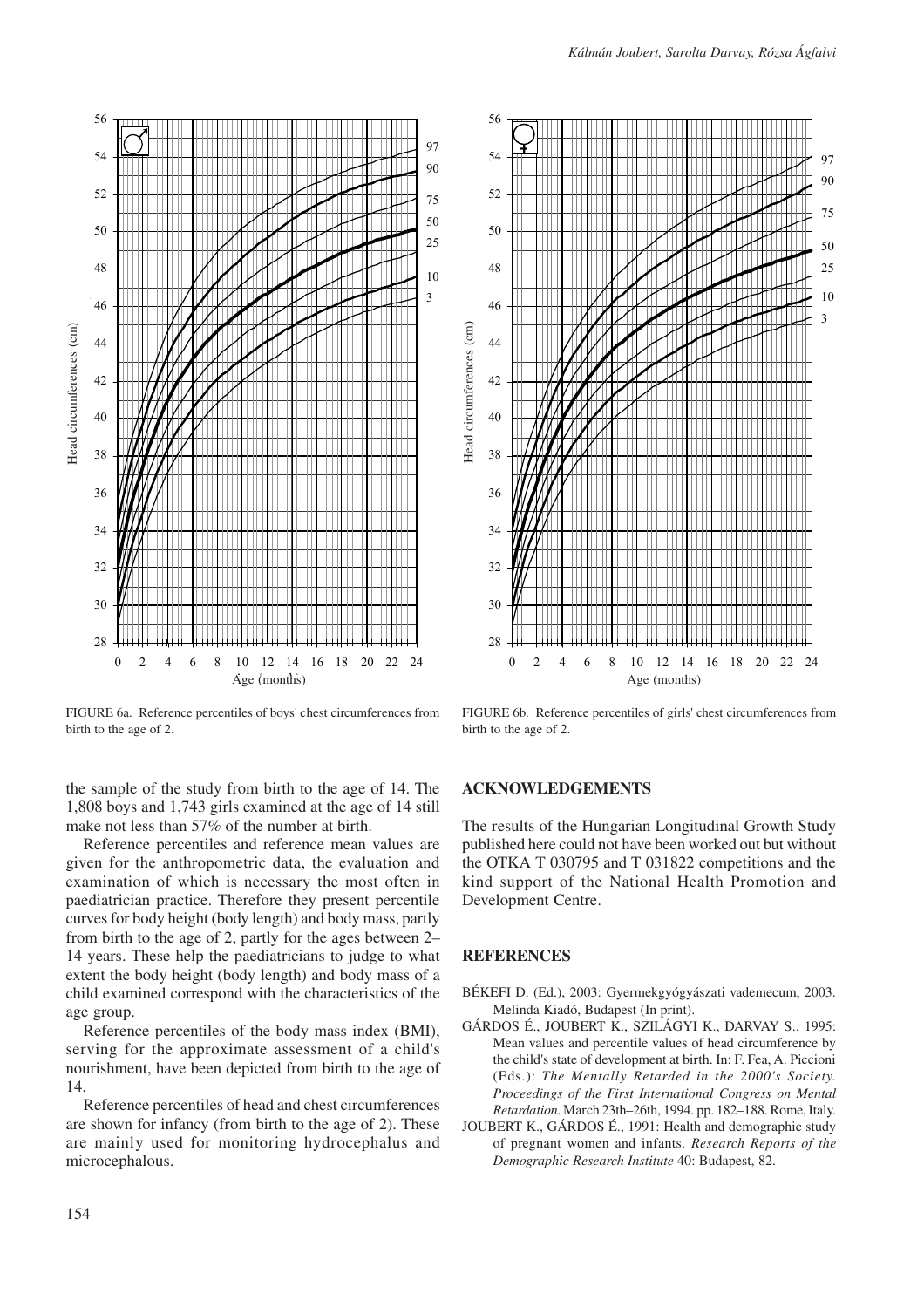FIGURE 6a. Reference percentiles of boys' chest circumferences from birth to the age of 2.

FIGURE 6b. Reference percentiles of girls' chest circumferences from birth to the age of 2.

the sample of the study from birth to the age of 14. The 1,808 boys and 1,743 girls examined at the age of 14 still make not less than 57% of the number at birth.

Reference percentiles and reference mean values are given for the anthropometric data, the evaluation and examination of which is necessary the most often in paediatrician practice. Therefore they present percentile curves for body height (body length) and body mass, partly from birth to the age of 2, partly for the ages between 2–14 years. These help the paediatricians to judge to what extent the body height (body length) and body mass of a child examined correspond with the characteristics of the age group.

Reference percentiles of the body mass index (BMI), serving for the approximate assessment of a child's nourishment, have been depicted from birth to the age of 14.

Reference percentiles of head and chest circumferences are shown for infancy (from birth to the age of 2). These are mainly used for monitoring hydrocephalus and microcephalous.

## ACKNOWLEDGEMENTS

The results of the Hungarian Longitudinal Growth Study published here could not have been worked out but without the OTKA T 030795 and T 031822 competitions and the kind support of the National Health Promotion and Development Centre.

## REFERENCES

BÉKEFI D. (Ed.), 2003: Gyermekgyógyászati vademecum, 2003. Melinda Kiadó, Budapest (In print).

GÁRDOS É., JOUBERT K., SZILÁGYI K., DARVAY S., 1995: Mean values and percentile values of head circumference by the child's state of development at birth. In: F. Fea, A. Piccioni (Eds.): *The Mentally Retarded in the 2000's Society. Proceedings of the First International Congress on Mental Retardation*. March 23th–26th, 1994. pp. 182–188. Rome, Italy.

JOUBERT K., GÁRDOS É., 1991: Health and demographic study of pregnant women and infants. *Research Reports of the Demographic Research Institute* 40: Budapest, 82.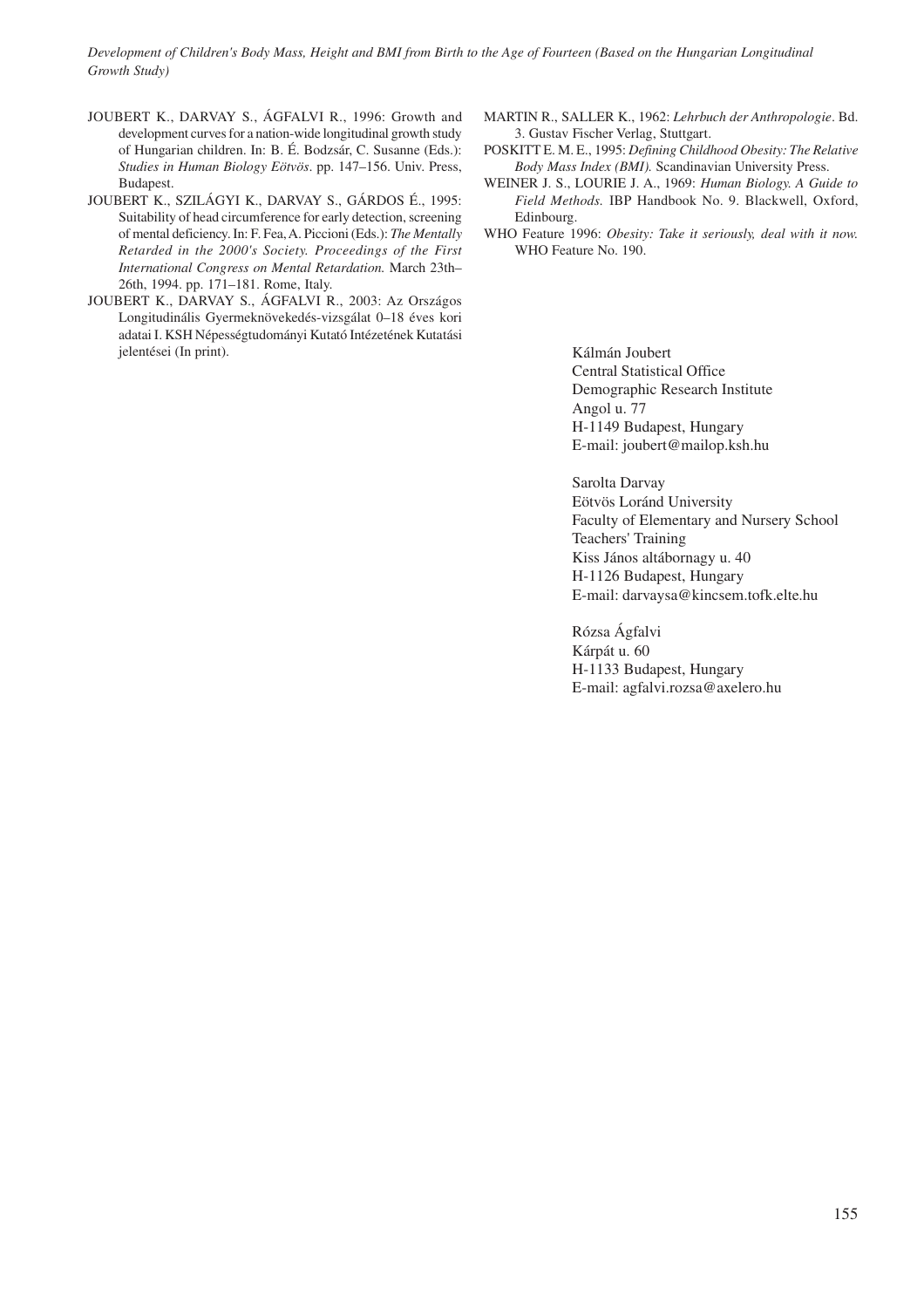JOUBERT K., DARVAY S., ÁGFALVI R., 1996: Growth and development curves for a nation-wide longitudinal growth study of Hungarian children. In: B. É. Bodzsár, C. Susanne (Eds.): *Studies in Human Biology Eötvös*. pp. 147–156. Univ. Press, Budapest.

JOUBERT K., SZILÁGYI K., DARVAY S., GÁRDOS É., 1995: Suitability of head circumference for early detection, screening of mental deficiency. In: F. Fea, A. Piccioni (Eds.): *The Mentally Retarded in the 2000's Society. Proceedings of the First International Congress on Mental Retardation.* March 23th–26th, 1994. pp. 171–181. Rome, Italy.

JOUBERT K., DARVAY S., ÁGFALVI R., 2003: Az Országos Longitudinális Gyermeknövekedés-vizsgálat 0–18 éves kori adatai I. KSH Népességtudományi Kutató Intézetének Kutatási jelentései (In print).

MARTIN R., SALLER K., 1962: *Lehrbuch der Anthropologie*. Bd. 3. Gustav Fischer Verlag, Stuttgart.

POSKITT E. M. E., 1995: *Defining Childhood Obesity: The Relative Body Mass Index (BMI).* Scandinavian University Press.

WEINER J. S., LOURIE J. A., 1969: *Human Biology. A Guide to Field Methods.* IBP Handbook No. 9. Blackwell, Oxford, Edinbourg.

WHO Feature 1996: *Obesity: Take it seriously, deal with it now.* WHO Feature No. 190.

Kálmán Joubert
Central Statistical Office
Demographic Research Institute
Angol u. 77
H-1149 Budapest, Hungary
E-mail: joubert@mailop.ksh.hu

Sarolta Darvay
Eötvös Loránd University
Faculty of Elementary and Nursery School Teachers' Training
Kiss János altábornagy u. 40
H-1126 Budapest, Hungary
E-mail: darvaysa@kincsem.tofk.elte.hu

Rózsa Ágfalvi
Kárpát u. 60
H-1133 Budapest, Hungary
E-mail: agfalvi.rozsa@axelero.hu